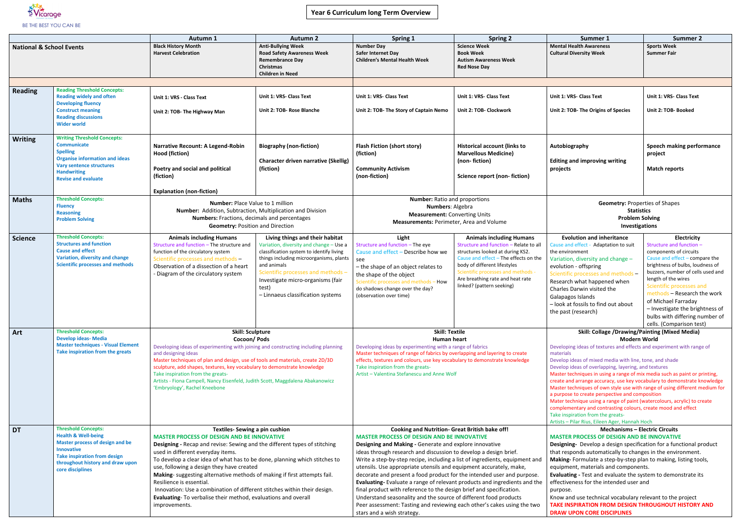Vicarage
BE THE BEST YOU CAN BE

# Year 6 Curriculum long Term Overview

| | | Autumn 1 | Autumn 2 | Spring 1 | Spring 2 | Summer 1 | Summer 2 |
|---|---|---|---|---|---|---|---|
| **National & School Events** | | **Black History Month**<br>**Harvest Celebration** | **Anti-Bullying Week**<br>**Road Safety Awareness Week**<br>**Remembrance Day**<br>**Christmas**<br>**Children in Need** | **Number Day**<br>**Safer Internet Day**<br>**Children's Mental Health Week** | **Science Week**<br>**Book Week**<br>**Autism Awareness Week**<br>**Red Nose Day** | **Mental Health Awareness**<br>**Cultural Diversity Week** | **Sports Week**<br>**Summer Fair** |
| **Reading** | Reading Threshold Concepts:<br>Reading widely and often<br>Developing fluency<br>Construct meaning<br>Reading discussions<br>Wider world | **Unit 1: VRS - Class Text**<br>**Unit 2: TOB- The Highway Man** | **Unit 1: VRS- Class Text**<br>**Unit 2: TOB- Rose Blanche** | **Unit 1: VRS- Class Text**<br>**Unit 2: TOB- The Story of Captain Nemo** | **Unit 1: VRS- Class Text**<br>**Unit 2: TOB- Clockwork** | **Unit 1: VRS- Class Text**<br>**Unit 2: TOB- The Origins of Species** | **Unit 1: VRS- Class Text**<br>**Unit 2: TOB- Booked** |
| **Writing** | Writing Threshold Concepts:<br>Communicate<br>Spelling<br>Organise information and ideas<br>Vary sentence structures<br>Handwriting<br>Revise and evaluate | **Narrative Recount: A Legend-Robin Hood (fiction)**<br>**Poetry and social and political (fiction)**<br>**Explanation (non-fiction)** | **Biography (non-fiction)**<br>**Character driven narrative (Skellig) (fiction)** | **Flash Fiction (short story) (fiction)**<br>**Community Activism (non-fiction)** | **Historical account (links to Marvellous Medicine) (non- fiction)**<br>**Science report (non- fiction)** | **Autobiography**<br>**Editing and improving writing projects** | **Speech making performance project**<br>**Match reports** |
| **Maths** | Threshold Concepts:<br>Fluency<br>Reasoning<br>Problem Solving | **Number:** Place Value to 1 million<br>**Number:** Addition, Subtraction, Multiplication and Division<br>**Numbers:** Fractions, decimals and percentages<br>**Geometry:** Position and Direction | | **Number:** Ratio and proportions<br>**Numbers:** Algebra<br>**Measurement:** Converting Units<br>**Measurements:** Perimeter, Area and Volume | | **Geometry:** Properties of Shapes<br>**Statistics**<br>**Problem Solving**<br>**Investigations** | |
| **Science** | Threshold Concepts:<br>Structures and function<br>Cause and effect<br>Variation, diversity and change<br>Scientific processes and methods | **Animals including Humans**<br>Structure and function – The structure and function of the circulatory system<br>Scientific processes and methods – Observation of a dissection of a heart<br>- Diagram of the circulatory system | **Living things and their habitat**<br>Variation, diversity and change – Use a classification system to identify living things including microorganisms, plants and animals<br>Scientific processes and methods – Investigate micro-organisms (fair test)<br>– Linnaeus classification systems | **Light**<br>Structure and function – The eye<br>Cause and effect – Describe how we see<br>– the shape of an object relates to the shape of the object<br>Scientific processes and methods – How do shadows change over the day? (observation over time) | **Animals including Humans**<br>Structure and function – Relate to all structures looked at during KS2.<br>Cause and effect – The effects on the body of different lifestyles<br>Scientific processes and methods - Are breathing rate and heat rate linked? (pattern seeking) | **Evolution and inheritance**<br>Cause and effect - Adaptation to suit the environment<br>Variation, diversity and change – evolution - offspring<br>Scientific processes and methods – Research what happened when Charles Darwin visited the Galapagos Islands<br>– look at fossils to find out about the past (research) | **Electricity**<br>Structure and function – components of circuits<br>Cause and effect – compare the brightness of bulbs, loudness of buzzers, number of cells used and length of the wires<br>Scientific processes and methods – Research the work of Michael Farraday<br>– Investigate the brightness of bulbs with differing number of cells. (Comparison test) |
| **Art** | Threshold Concepts:<br>Develop ideas- Media<br>Master techniques - Visual Element<br>Take inspiration from the greats | **Skill: Sculpture**<br>**Cocoon/ Pods**<br>Developing ideas of experimenting with joining and constructing including planning and designing ideas<br>Master techniques of plan and design, use of tools and materials, create 2D/3D sculpture, add shapes, textures, key vocabulary to demonstrate knowledge<br>Take inspiration from the greats-<br>Artists - Fiona Campell, Nancy Eisenfeld, Judith Scott, Maggdalena Abakanowicz 'Embryology', Rachel Kneebone | | **Skill: Textile**<br>**Human heart**<br>Developing ideas by experimenting with a range of fabrics<br>Master techniques of range of fabrics by overlapping and layering to create effects, textures and colours, use key vocabulary to demonstrate knowledge<br>Take inspiration from the greats-<br>Artist – Valentina Stefanescu and Anne Wolf | | **Skill: Collage /Drawing/Painting (Mixed Media)**<br>**Modern World**<br>Developing ideas of textures and effects and experiment with range of materials<br>Develop ideas of mixed media with line, tone, and shade<br>Develop ideas of overlapping, layering, and textures<br>Master techniques in using a range of mix media such as paint or printing, create and arrange accuracy, use key vocabulary to demonstrate knowledge<br>Master techniques of own style use with range of using different medium for a purpose to create perspective and composition<br>Mater technique using a range of paint (watercolours, acrylic) to create complementary and contrasting colours, create mood and effect<br>Take inspiration from the greats-<br>Artists – Pilar Rius, Eileen Ager, Hannah Hoch | |
| **DT** | Threshold Concepts:<br>Health & Well-being<br>Master process of design and be Innovative<br>Take inspiration from design throughout history and draw upon core disciplines | **Textiles- Sewing a pin cushion**<br>MASTER PROCESS OF DESIGN AND BE INNOVATIVE<br>**Designing** - Recap and revise: Sewing and the different types of stitching used in different everyday items.<br>To develop a clear idea of what has to be done, planning which stitches to use, following a design they have created<br>**Making**- suggesting alternative methods of making if first attempts fail. Resilience is essential.<br>Innovation: Use a combination of different stitches within their design.<br>**Evaluating**- To verbalise their method, evaluations and overall improvements. | | **Cooking and Nutrition- Great British bake off!**<br>MASTER PROCESS OF DESIGN AND BE INNOVATIVE<br>**Designing and Making** - Generate and explore innovative ideas through research and discussion to develop a design brief.<br>Write a step-by-step recipe, including a list of ingredients, equipment and utensils. Use appropriate utensils and equipment accurately, make, decorate and present a food product for the intended user and purpose.<br>**Evaluating**- Evaluate a range of relevant products and ingredients and the final product with reference to the design brief and specification.<br>Understand seasonality and the source of different food products<br>Peer assessment: Tasting and reviewing each other's cakes using the two stars and a wish strategy. | | **Mechanisms – Electric Circuits**<br>MASTER PROCESS OF DESIGN AND BE INNOVATIVE<br>**Designing**- Develop a design specification for a functional product that responds automatically to changes in the environment.<br>**Making**- Formulate a step-by-step plan to making, listing tools, equipment, materials and components.<br>**Evaluating** - Test and evaluate the system to demonstrate its effectiveness for the intended user and purpose.<br>Know and use technical vocabulary relevant to the project<br>**TAKE INSPIRATION FROM DESIGN THROUGHOUT HISTORY AND DRAW UPON CORE DISCIPLINES** | |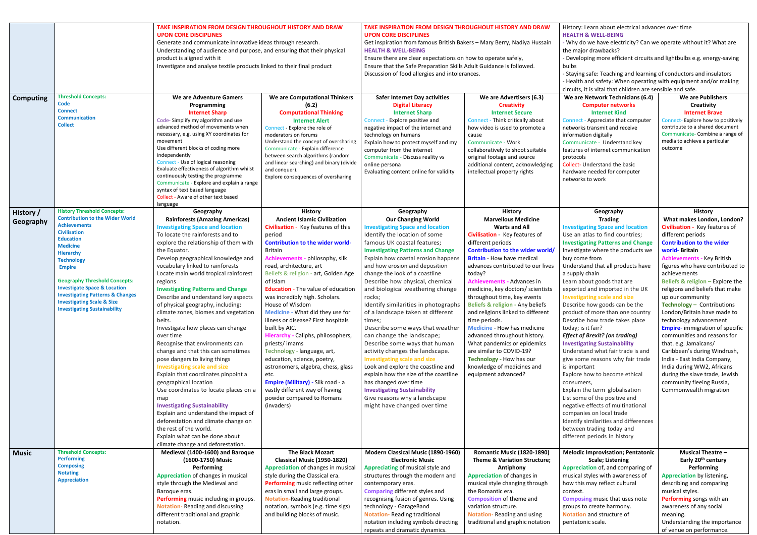| | | | | | | | |
|---|---|---|---|---|---|---|---|
| | | TAKE INSPIRATION FROM DESIGN THROUGHOUT HISTORY AND DRAW UPON CORE DISCIPLINES<br>Generate and communicate innovative ideas through research.<br>Understanding of audience and purpose, and ensuring that their physical product is aligned with it<br>Investigate and analyse textile products linked to their final product | | TAKE INSPIRATION FROM DESIGN THROUGHOUT HISTORY AND DRAW UPON CORE DISCIPLINES<br>Get inspiration from famous British Bakers – Mary Berry, Nadiya Hussain<br>HEALTH & WELL-BEING<br>Ensure there are clear expectations on how to operate safely,<br>Ensure that the Safe Preparation Skills Adult Guidance is followed.<br>Discussion of food allergies and intolerances. | | History: Learn about electrical advances over time<br>HEALTH & WELL-BEING<br>- Why do we have electricity? Can we operate without it? What are the major drawbacks?<br>- Developing more efficient circuits and lightbulbs e.g. energy-saving bulbs<br>- Staying safe: Teaching and learning of conductors and insulators<br>- Health and safety: When operating with equipment and/or making circuits, it is vital that children are sensible and safe. | |
| **Computing** | Threshold Concepts:<br>Code<br>Connect<br>Communication<br>Collect | **We are Adventure Gamers**<br>**Programming**<br>**Internet Sharp**<br>Code- Simplify my algorithm and use advanced method of movements when necessary, e.g. using XY coordinates for movement<br>Use different blocks of coding more independently<br>Connect - Use of logical reasoning<br>Evaluate effectiveness of algorithm whilst continuously testing the programme<br>Communicate - Explore and explain a range syntax of text based language<br>Collect - Aware of other text based language | **We are Computational Thinkers (6.2)**<br>**Computational Thinking**<br>**Internet Alert**<br>Connect - Explore the role of moderators on forums<br>Understand the concept of oversharing<br>Communicate - Explain difference between search algorithms (random and linear searching) and binary (divide and conquer).<br>Explore consequences of oversharing | **Safer Internet Day activities**<br>**Digital Literacy**<br>**Internet Sharp**<br>Connect - Explore positive and negative impact of the internet and technology on humans<br>Explain how to protect myself and my computer from the internet<br>Communicate - Discuss reality vs online persona<br>Evaluating content online for validity | **We are Advertisers (6.3)**<br>**Creativity**<br>**Internet Secure**<br>Connect - Think critically about how video is used to promote a cause<br>Communicate - Work collaboratively to shoot suitable original footage and source additional content, acknowledging intellectual property rights | **We are Network Technicians (6.4)**<br>**Computer networks**<br>**Internet Kind**<br>Connect - Appreciate that computer networks transmit and receive information digitally<br>Communicate - Understand key features of internet communication protocols<br>Collect- Understand the basic hardware needed for computer networks to work | **We are Publishers**<br>**Creativity**<br>**Internet Brave**<br>Connect- Explore how to positively contribute to a shared document<br>Communicate- Combine a range of media to achieve a particular outcome |
| **History / Geography** | History Threshold Concepts:<br>Contribution to the Wider World<br>Achievements<br>Civilisation<br>Education<br>Medicine<br>Hierarchy<br>Technology<br>Empire<br><br>Geography Threshold Concepts:<br>Investigate Space & Location<br>Investigating Patterns & Changes<br>Investigating Scale & Size<br>Investigating Sustainability | **Geography**<br>**Rainforests (Amazing Americas)**<br>Investigating Space and location<br>To locate the rainforests and to explore the relationship of them with the Equator.<br>Develop geographical knowledge and vocabulary linked to rainforests<br>Locate main world tropical rainforest regions<br>Investigating Patterns and Change<br>Describe and understand key aspects of physical geography, including: climate zones, biomes and vegetation belts.<br>Investigate how places can change over time<br>Recognise that environments can change and that this can sometimes pose dangers to living things<br>Investigating scale and size<br>Explain that coordinates pinpoint a geographical location<br>Use coordinates to locate places on a map<br>Investigating Sustainability<br>Explain and understand the impact of deforestation and climate change on the rest of the world.<br>Explain what can be done about climate change and deforestation. | **History**<br>**Ancient Islamic Civilization**<br>Civilisation - Key features of this period<br>Contribution to the wider world- Britain<br>Achievements - philosophy, silk road, architecture, art<br>Beliefs & religion - art, Golden Age of Islam<br>Education - The value of education was incredibly high. Scholars. House of Wisdom<br>Medicine - What did they use for illness or disease? First hospitals built by AIC.<br>Hierarchy - Caliphs, philosophers, priests/ imams<br>Technology - language, art, education, science, poetry, astronomers, algebra, chess, glass etc.<br>Empire (Military) - Silk road - a vastly different way of having powder compared to Romans (invaders) | **Geography**<br>**Our Changing World**<br>Investigating Space and location<br>Identify the location of some famous UK coastal features;<br>Investigating Patterns and Change<br>Explain how coastal erosion happens and how erosion and deposition change the look of a coastline<br>Describe how physical, chemical and biological weathering change rocks;<br>Identify similarities in photographs of a landscape taken at different times;<br>Describe some ways that weather can change the landscape;<br>Describe some ways that human activity changes the landscape.<br>Investigating scale and size<br>Look and explore the coastline and explain how the size of the coastline has changed over time<br>Investigating Sustainability<br>Give reasons why a landscape might have changed over time | **History**<br>**Marvellous Medicine**<br>**Warts and All**<br>Civilisation - Key features of different periods<br>Contribution to the wider world/ Britain - How have medical advances contributed to our lives today?<br>Achievements - Advances in medicine, key doctors/ scientists throughout time, key events<br>Beliefs & religion - Any beliefs and religions linked to different time periods.<br>Medicine - How has medicine advanced throughout history. What pandemics or epidemics are similar to COVID-19?<br>Technology - How has our knowledge of medicines and equipment advanced? | **Geography**<br>**Trading**<br>Investigating Space and location<br>Use an atlas to find countries;<br>Investigating Patterns and Change<br>Investigate where the products we buy come from<br>Understand that all products have a supply chain<br>Learn about goods that are exported and imported in the UK<br>Investigating scale and size<br>Describe how goods can be the product of more than one country<br>Describe how trade takes place today; is it fair?<br>*Effect of Brexit? (on trading)*<br>Investigating Sustainability<br>Understand what fair trade is and give some reasons why fair trade is important<br>Explore how to become ethical consumers,<br>Explain the term globalisation<br>List some of the positive and negative effects of multinational companies on local trade<br>Identify similarities and differences between trading today and different periods in history | **History**<br>**What makes London, London?**<br>Civilisation - Key features of different periods<br>Contribution to the wider world- Britain<br>Achievements - Key British figures who have contributed to achievements<br>Beliefs & religion – Explore the religions and beliefs that make up our community<br>Technology – Contributions London/Britain have made to technology advancement<br>Empire- immigration of specific communities and reasons for that. e.g. Jamaicans/ Caribbean's during Windrush, India - East India Company, India during WW2, Africans during the slave trade, Jewish community fleeing Russia, Commonwealth migration |
| **Music** | Threshold Concepts:<br>Performing<br>Composing<br>Notating<br>Appreciation | **Medieval (1400-1600) and Baroque (1600-1750) Music**<br>**Performing**<br>Appreciation of changes in musical style through the Medieval and Baroque eras.<br>Performing music including in groups.<br>Notation- Reading and discussing different traditional and graphic notation. | **The Black Mozart**<br>**Classical Music (1950-1820)**<br>Appreciation of changes in musical style during the Classical era.<br>Performing music reflecting other eras in small and large groups.<br>Notation-Reading traditional notation, symbols (e.g. time sigs) and building blocks of music. | **Modern Classical Music (1890-1960)**<br>**Electronic Music**<br>Appreciating of musical style and structures through the modern and contemporary eras.<br>Comparing different styles and recognising fusion of genres. Using technology - GarageBand<br>Notation- Reading traditional notation including symbols directing repeats and dramatic dynamics. | **Romantic Music (1820-1890)**<br>**Theme & Variation Structure; Antiphony**<br>Appreciation of changes in musical style changing through the Romantic era.<br>Composition of theme and variation structure.<br>Notation- Reading and using traditional and graphic notation | **Melodic Improvisation; Pentatonic Scale; Listening**<br>Appreciation of, and comparing of musical styles with awareness of how this may reflect cultural context.<br>Composing music that uses note groups to create harmony.<br>Notation and structure of pentatonic scale. | **Musical Theatre – Early 20th century**<br>**Performing**<br>Appreciation by listening, describing and comparing musical styles.<br>Performing songs with an awareness of any social meaning.<br>Understanding the importance of venue on performance. |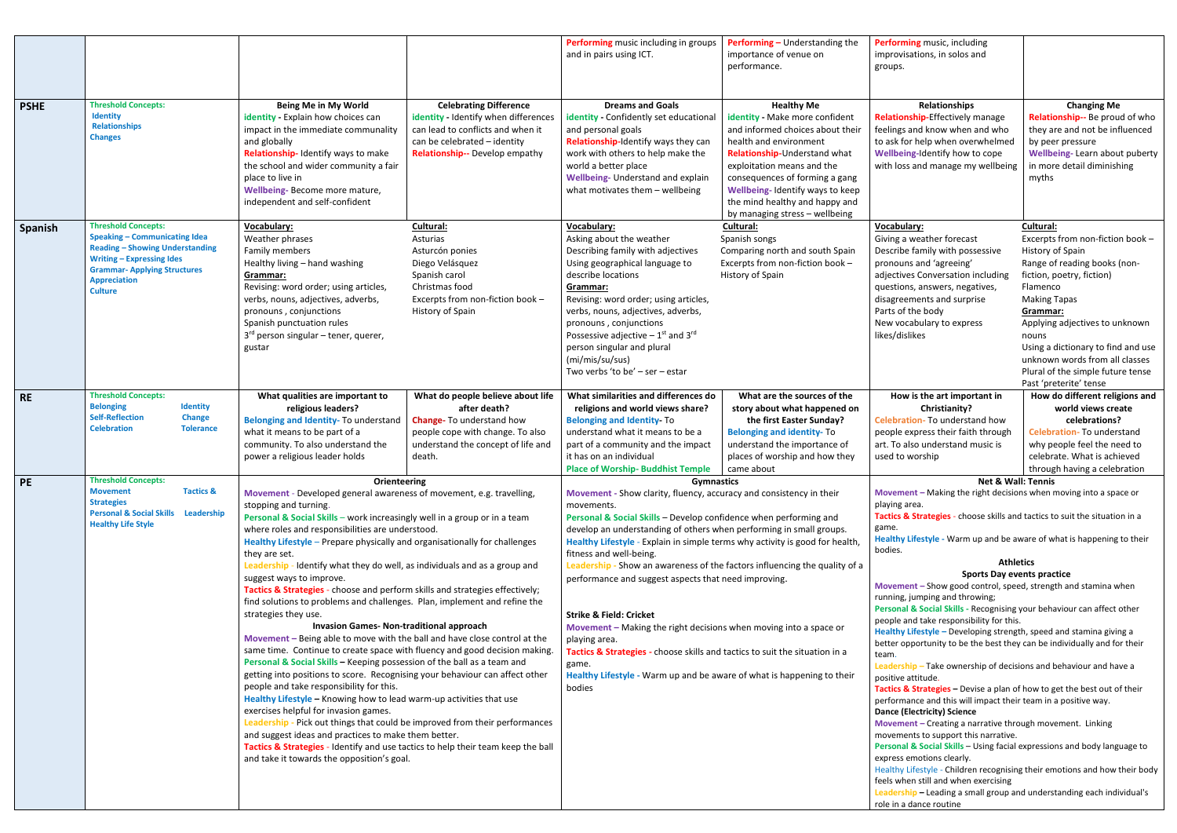| | | | | | | | |
|---|---|---|---|---|---|---|---|
| | | | | **Performing** music including in groups and in pairs using ICT. | **Performing** – Understanding the importance of venue on performance. | **Performing** music, including improvisations, in solos and groups. | |
| **PSHE** | **Threshold Concepts:** Identity Relationships Changes | **Being Me in My World** identity - Explain how choices can impact in the immediate communality and globally Relationship- Identify ways to make the school and wider community a fair place to live in Wellbeing- Become more mature, independent and self-confident | **Celebrating Difference** identity - Identify when differences can lead to conflicts and when it can be celebrated – identity Relationship-- Develop empathy | **Dreams and Goals** identity - Confidently set educational and personal goals Relationship-Identify ways they can work with others to help make the world a better place Wellbeing- Understand and explain what motivates them – wellbeing | **Healthy Me** identity - Make more confident and informed choices about their health and environment Relationship-Understand what exploitation means and the consequences of forming a gang Wellbeing- Identify ways to keep the mind healthy and happy and by managing stress – wellbeing | **Relationships** Relationship-Effectively manage feelings and know when and who to ask for help when overwhelmed Wellbeing-Identify how to cope with loss and manage my wellbeing | **Changing Me** Relationship-- Be proud of who they are and not be influenced by peer pressure Wellbeing- Learn about puberty in more detail diminishing myths |
| **Spanish** | **Threshold Concepts:** Speaking – Communicating Idea Reading – Showing Understanding Writing – Expressing Ides Grammar- Applying Structures Appreciation Culture | **Vocabulary:** Weather phrases Family members Healthy living – hand washing **Grammar:** Revising: word order; using articles, verbs, nouns, adjectives, adverbs, pronouns , conjunctions Spanish punctuation rules 3rd person singular – tener, querer, gustar | **Cultural:** Asturias Asturcón ponies Diego Velásquez Spanish carol Christmas food Excerpts from non-fiction book – History of Spain | **Vocabulary:** Asking about the weather Describing family with adjectives Using geographical language to describe locations **Grammar:** Revising: word order; using articles, verbs, nouns, adjectives, adverbs, pronouns , conjunctions Possessive adjective – 1st and 3rd person singular and plural (mi/mis/su/sus) Two verbs 'to be' – ser – estar | **Cultural:** Spanish songs Comparing north and south Spain Excerpts from non-fiction book – History of Spain | **Vocabulary:** Giving a weather forecast Describe family with possessive pronouns and 'agreeing' adjectives Conversation including questions, answers, negatives, disagreements and surprise Parts of the body New vocabulary to express likes/dislikes | **Cultural:** Excerpts from non-fiction book – History of Spain Range of reading books (non-fiction, poetry, fiction) Flamenco Making Tapas **Grammar:** Applying adjectives to unknown nouns Using a dictionary to find and use unknown words from all classes Plural of the simple future tense Past 'preterite' tense |
| **RE** | **Threshold Concepts:** Belonging Identity Self-Reflection Change Celebration Tolerance | **What qualities are important to religious leaders?** Belonging and Identity- To understand what it means to be part of a community. To also understand the power a religious leader holds | **What do people believe about life after death?** Change- To understand how people cope with change. To also understand the concept of life and death. | **What similarities and differences do religions and world views share?** Belonging and Identity- To understand what it means to be a part of a community and the impact it has on an individual Place of Worship- Buddhist Temple | **What are the sources of the story about what happened on the first Easter Sunday?** Belonging and identity- To understand the importance of places of worship and how they came about | **How is the art important in Christianity?** Celebration- To understand how people express their faith through art. To also understand music is used to worship | **How do different religions and world views create celebrations?** Celebration- To understand why people feel the need to celebrate. What is achieved through having a celebration |
| **PE** | **Threshold Concepts:** Movement Tactics & Strategies Personal & Social Skills Leadership Healthy Life Style | **Orienteering** Movement - Developed general awareness of movement, e.g. travelling, stopping and turning. Personal & Social Skills – work increasingly well in a group or in a team where roles and responsibilities are understood. Healthy Lifestyle – Prepare physically and organisationally for challenges they are set. Leadership - Identify what they do well, as individuals and as a group and suggest ways to improve. Tactics & Strategies - choose and perform skills and strategies effectively; find solutions to problems and challenges. Plan, implement and refine the strategies they use. **Invasion Games- Non-traditional approach** Movement – Being able to move with the ball and have close control at the same time. Continue to create space with fluency and good decision making. Personal & Social Skills – Keeping possession of the ball as a team and getting into positions to score. Recognising your behaviour can affect other people and take responsibility for this. Healthy Lifestyle – Knowing how to lead warm-up activities that use exercises helpful for invasion games. Leadership - Pick out things that could be improved from their performances and suggest ideas and practices to make them better. Tactics & Strategies - Identify and use tactics to help their team keep the ball and take it towards the opposition's goal. | | **Gymnastics** Movement - Show clarity, fluency, accuracy and consistency in their movements. Personal & Social Skills – Develop confidence when performing and develop an understanding of others when performing in small groups. Healthy Lifestyle - Explain in simple terms why activity is good for health, fitness and well-being. Leadership - Show an awareness of the factors influencing the quality of a performance and suggest aspects that need improving. **Strike & Field: Cricket** Movement – Making the right decisions when moving into a space or playing area. Tactics & Strategies - choose skills and tactics to suit the situation in a game. Healthy Lifestyle - Warm up and be aware of what is happening to their bodies | | **Net & Wall: Tennis** Movement – Making the right decisions when moving into a space or playing area. Tactics & Strategies - choose skills and tactics to suit the situation in a game. Healthy Lifestyle - Warm up and be aware of what is happening to their bodies. **Athletics** **Sports Day events practice** Movement – Show good control, speed, strength and stamina when running, jumping and throwing; Personal & Social Skills - Recognising your behaviour can affect other people and take responsibility for this. Healthy Lifestyle – Developing strength, speed and stamina giving a better opportunity to be the best they can be individually and for their team. Leadership – Take ownership of decisions and behaviour and have a positive attitude. Tactics & Strategies – Devise a plan of how to get the best out of their performance and this will impact their team in a positive way. **Dance (Electricity) Science** Movement – Creating a narrative through movement. Linking movements to support this narrative. Personal & Social Skills – Using facial expressions and body language to express emotions clearly. Healthy Lifestyle - Children recognising their emotions and how their body feels when still and when exercising Leadership – Leading a small group and understanding each individual's role in a dance routine | |